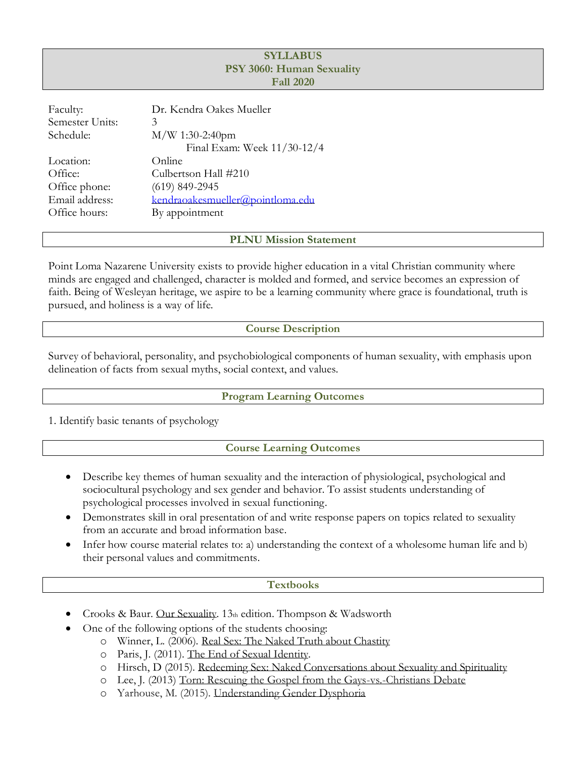# SYLLABUS
# PSY 3060: Human Sexuality
# Fall 2020

| | |
|---|---|
| Faculty: | Dr. Kendra Oakes Mueller |
| Semester Units: | 3 |
| Schedule: | M/W 1:30-2:40pm<br>Final Exam: Week 11/30-12/4 |
| Location: | Online |
| Office: | Culbertson Hall #210 |
| Office phone: | (619) 849-2945 |
| Email address: | kendraoakesmueller@pointloma.edu |
| Office hours: | By appointment |

## PLNU Mission Statement

Point Loma Nazarene University exists to provide higher education in a vital Christian community where minds are engaged and challenged, character is molded and formed, and service becomes an expression of faith. Being of Wesleyan heritage, we aspire to be a learning community where grace is foundational, truth is pursued, and holiness is a way of life.

## Course Description

Survey of behavioral, personality, and psychobiological components of human sexuality, with emphasis upon delineation of facts from sexual myths, social context, and values.

## Program Learning Outcomes

1. Identify basic tenants of psychology

## Course Learning Outcomes

- Describe key themes of human sexuality and the interaction of physiological, psychological and sociocultural psychology and sex gender and behavior. To assist students understanding of psychological processes involved in sexual functioning.
- Demonstrates skill in oral presentation of and write response papers on topics related to sexuality from an accurate and broad information base.
- Infer how course material relates to: a) understanding the context of a wholesome human life and b) their personal values and commitments.

## Textbooks

- Crooks & Baur. Our Sexuality. 13th edition. Thompson & Wadsworth
- One of the following options of the students choosing:
  - Winner, L. (2006). Real Sex: The Naked Truth about Chastity
  - Paris, J. (2011). The End of Sexual Identity.
  - Hirsch, D (2015). Redeeming Sex: Naked Conversations about Sexuality and Spirituality
  - Lee, J. (2013) Torn: Rescuing the Gospel from the Gays-vs.-Christians Debate
  - Yarhouse, M. (2015). Understanding Gender Dysphoria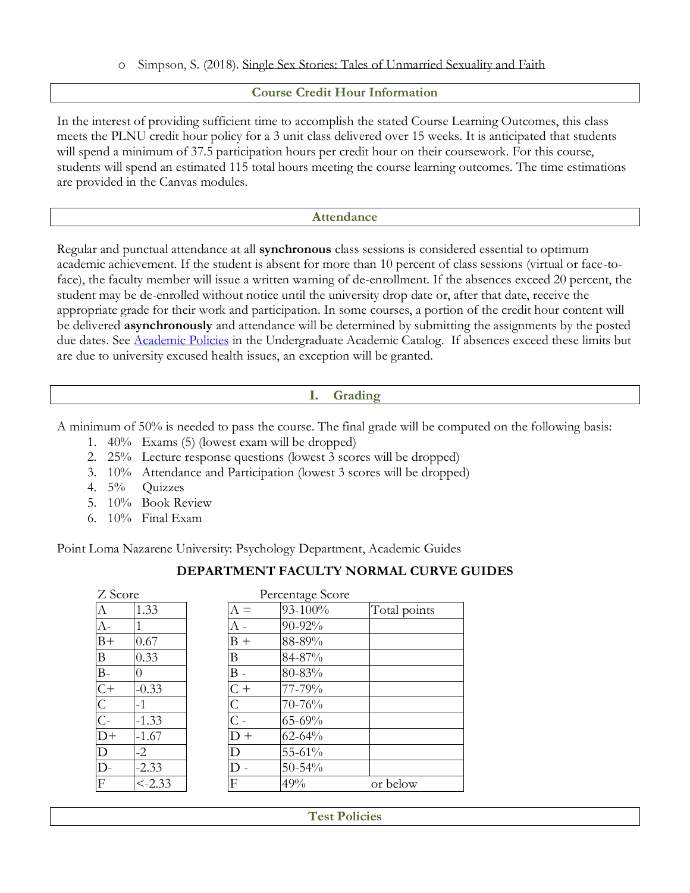- Simpson, S. (2018). Single Sex Stories: Tales of Unmarried Sexuality and Faith

## Course Credit Hour Information

In the interest of providing sufficient time to accomplish the stated Course Learning Outcomes, this class meets the PLNU credit hour policy for a 3 unit class delivered over 15 weeks. It is anticipated that students will spend a minimum of 37.5 participation hours per credit hour on their coursework. For this course, students will spend an estimated 115 total hours meeting the course learning outcomes. The time estimations are provided in the Canvas modules.

## Attendance

Regular and punctual attendance at all **synchronous** class sessions is considered essential to optimum academic achievement. If the student is absent for more than 10 percent of class sessions (virtual or face-to-face), the faculty member will issue a written warning of de-enrollment. If the absences exceed 20 percent, the student may be de-enrolled without notice until the university drop date or, after that date, receive the appropriate grade for their work and participation. In some courses, a portion of the credit hour content will be delivered **asynchronously** and attendance will be determined by submitting the assignments by the posted due dates. See Academic Policies in the Undergraduate Academic Catalog. If absences exceed these limits but are due to university excused health issues, an exception will be granted.

## I. Grading

A minimum of 50% is needed to pass the course. The final grade will be computed on the following basis:

1. 40% Exams (5) (lowest exam will be dropped)
2. 25% Lecture response questions (lowest 3 scores will be dropped)
3. 10% Attendance and Participation (lowest 3 scores will be dropped)
4. 5% Quizzes
5. 10% Book Review
6. 10% Final Exam

Point Loma Nazarene University: Psychology Department, Academic Guides

### DEPARTMENT FACULTY NORMAL CURVE GUIDES

Z Score

| | |
|---|---|
| A | 1.33 |
| A- | 1 |
| B+ | 0.67 |
| B | 0.33 |
| B- | 0 |
| C+ | -0.33 |
| C | -1 |
| C- | -1.33 |
| D+ | -1.67 |
| D | -2 |
| D- | -2.33 |
| F | <-2.33 |

Percentage Score

| | | |
|---|---|---|
| A = | 93-100% | Total points |
| A - | 90-92% | |
| B + | 88-89% | |
| B | 84-87% | |
| B - | 80-83% | |
| C + | 77-79% | |
| C | 70-76% | |
| C - | 65-69% | |
| D + | 62-64% | |
| D | 55-61% | |
| D - | 50-54% | |
| F | 49% | or below |

## Test Policies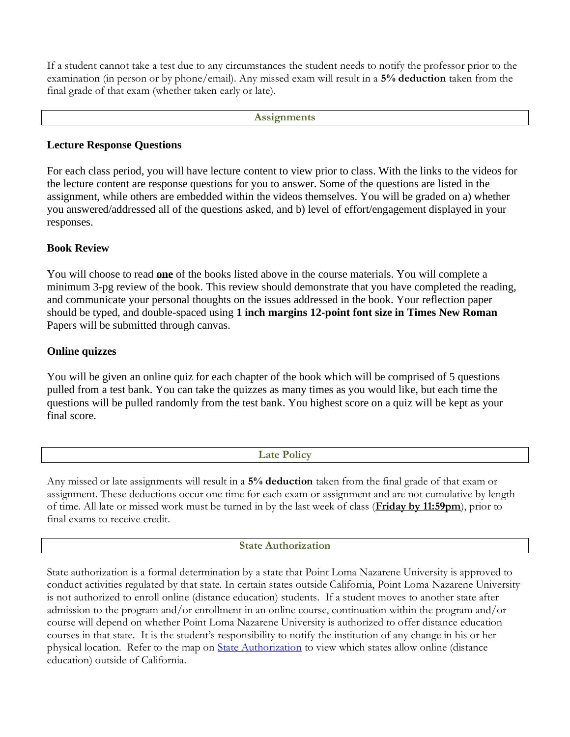If a student cannot take a test due to any circumstances the student needs to notify the professor prior to the examination (in person or by phone/email). Any missed exam will result in a **5% deduction** taken from the final grade of that exam (whether taken early or late).

## Assignments

### Lecture Response Questions

For each class period, you will have lecture content to view prior to class. With the links to the videos for the lecture content are response questions for you to answer. Some of the questions are listed in the assignment, while others are embedded within the videos themselves. You will be graded on a) whether you answered/addressed all of the questions asked, and b) level of effort/engagement displayed in your responses.

### Book Review

You will choose to read **one** of the books listed above in the course materials. You will complete a minimum 3-pg review of the book. This review should demonstrate that you have completed the reading, and communicate your personal thoughts on the issues addressed in the book. Your reflection paper should be typed, and double-spaced using **1 inch margins 12-point font size in Times New Roman** Papers will be submitted through canvas.

### Online quizzes

You will be given an online quiz for each chapter of the book which will be comprised of 5 questions pulled from a test bank. You can take the quizzes as many times as you would like, but each time the questions will be pulled randomly from the test bank. You highest score on a quiz will be kept as your final score.

## Late Policy

Any missed or late assignments will result in a **5% deduction** taken from the final grade of that exam or assignment. These deductions occur one time for each exam or assignment and are not cumulative by length of time. All late or missed work must be turned in by the last week of class (**Friday by 11:59pm**), prior to final exams to receive credit.

## State Authorization

State authorization is a formal determination by a state that Point Loma Nazarene University is approved to conduct activities regulated by that state. In certain states outside California, Point Loma Nazarene University is not authorized to enroll online (distance education) students. If a student moves to another state after admission to the program and/or enrollment in an online course, continuation within the program and/or course will depend on whether Point Loma Nazarene University is authorized to offer distance education courses in that state. It is the student's responsibility to notify the institution of any change in his or her physical location. Refer to the map on State Authorization to view which states allow online (distance education) outside of California.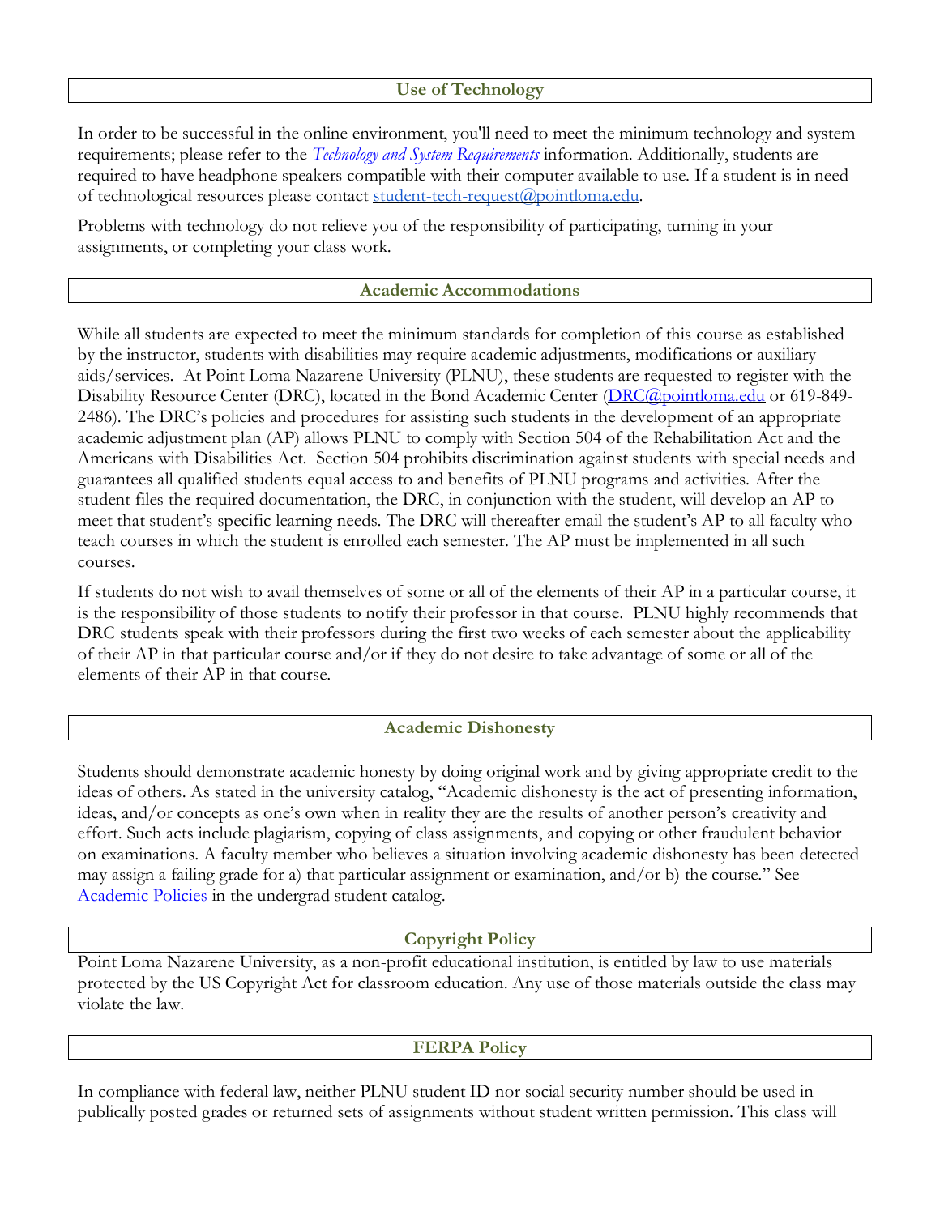## Use of Technology

In order to be successful in the online environment, you'll need to meet the minimum technology and system requirements; please refer to the *Technology and System Requirements* information. Additionally, students are required to have headphone speakers compatible with their computer available to use. If a student is in need of technological resources please contact student-tech-request@pointloma.edu.

Problems with technology do not relieve you of the responsibility of participating, turning in your assignments, or completing your class work.

## Academic Accommodations

While all students are expected to meet the minimum standards for completion of this course as established by the instructor, students with disabilities may require academic adjustments, modifications or auxiliary aids/services. At Point Loma Nazarene University (PLNU), these students are requested to register with the Disability Resource Center (DRC), located in the Bond Academic Center (DRC@pointloma.edu or 619-849-2486). The DRC's policies and procedures for assisting such students in the development of an appropriate academic adjustment plan (AP) allows PLNU to comply with Section 504 of the Rehabilitation Act and the Americans with Disabilities Act. Section 504 prohibits discrimination against students with special needs and guarantees all qualified students equal access to and benefits of PLNU programs and activities. After the student files the required documentation, the DRC, in conjunction with the student, will develop an AP to meet that student's specific learning needs. The DRC will thereafter email the student's AP to all faculty who teach courses in which the student is enrolled each semester. The AP must be implemented in all such courses.

If students do not wish to avail themselves of some or all of the elements of their AP in a particular course, it is the responsibility of those students to notify their professor in that course. PLNU highly recommends that DRC students speak with their professors during the first two weeks of each semester about the applicability of their AP in that particular course and/or if they do not desire to take advantage of some or all of the elements of their AP in that course.

## Academic Dishonesty

Students should demonstrate academic honesty by doing original work and by giving appropriate credit to the ideas of others. As stated in the university catalog, "Academic dishonesty is the act of presenting information, ideas, and/or concepts as one's own when in reality they are the results of another person's creativity and effort. Such acts include plagiarism, copying of class assignments, and copying or other fraudulent behavior on examinations. A faculty member who believes a situation involving academic dishonesty has been detected may assign a failing grade for a) that particular assignment or examination, and/or b) the course." See Academic Policies in the undergrad student catalog.

## Copyright Policy

Point Loma Nazarene University, as a non-profit educational institution, is entitled by law to use materials protected by the US Copyright Act for classroom education. Any use of those materials outside the class may violate the law.

## FERPA Policy

In compliance with federal law, neither PLNU student ID nor social security number should be used in publically posted grades or returned sets of assignments without student written permission. This class will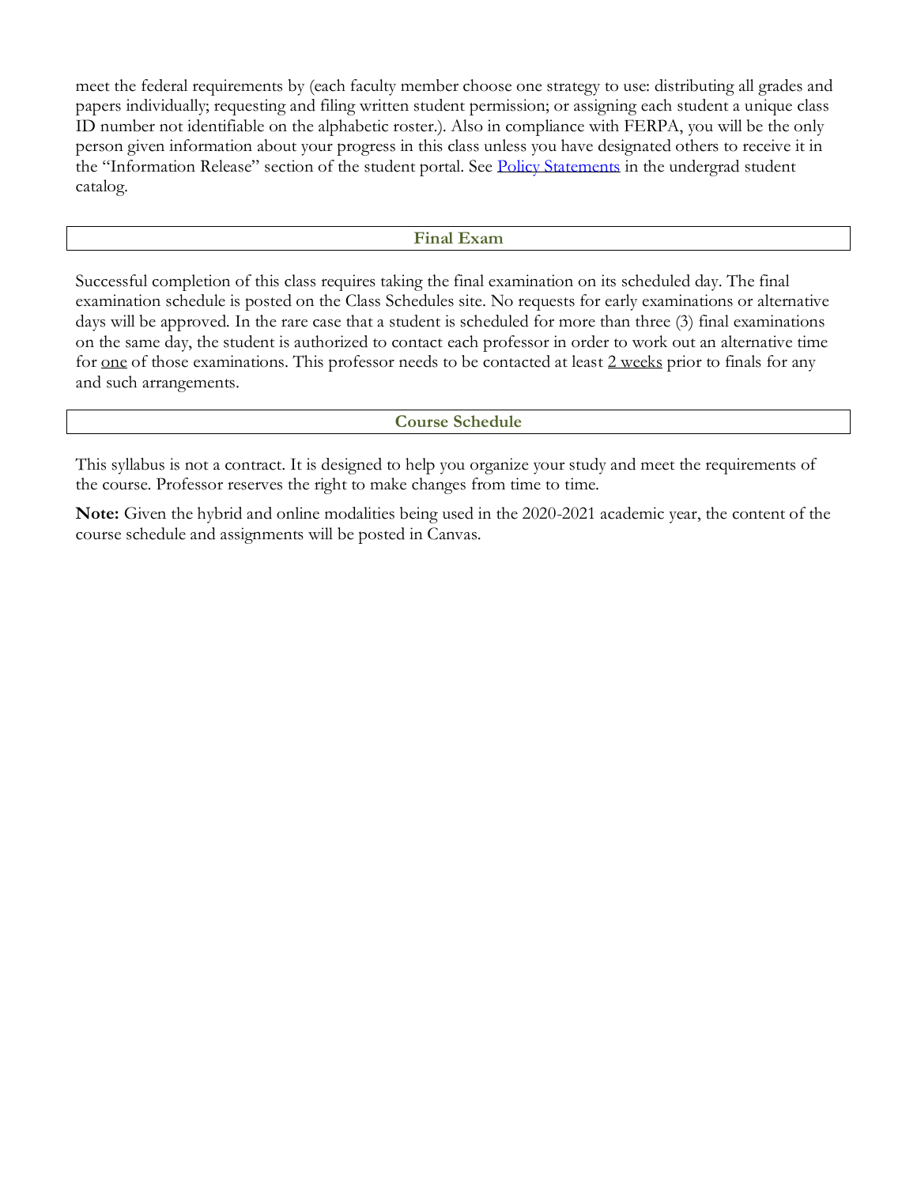meet the federal requirements by (each faculty member choose one strategy to use: distributing all grades and papers individually; requesting and filing written student permission; or assigning each student a unique class ID number not identifiable on the alphabetic roster.). Also in compliance with FERPA, you will be the only person given information about your progress in this class unless you have designated others to receive it in the "Information Release" section of the student portal. See [Policy Statements]() in the undergrad student catalog.

## Final Exam

Successful completion of this class requires taking the final examination on its scheduled day. The final examination schedule is posted on the Class Schedules site. No requests for early examinations or alternative days will be approved. In the rare case that a student is scheduled for more than three (3) final examinations on the same day, the student is authorized to contact each professor in order to work out an alternative time for one of those examinations. This professor needs to be contacted at least 2 weeks prior to finals for any and such arrangements.

## Course Schedule

This syllabus is not a contract. It is designed to help you organize your study and meet the requirements of the course. Professor reserves the right to make changes from time to time.

**Note:** Given the hybrid and online modalities being used in the 2020-2021 academic year, the content of the course schedule and assignments will be posted in Canvas.